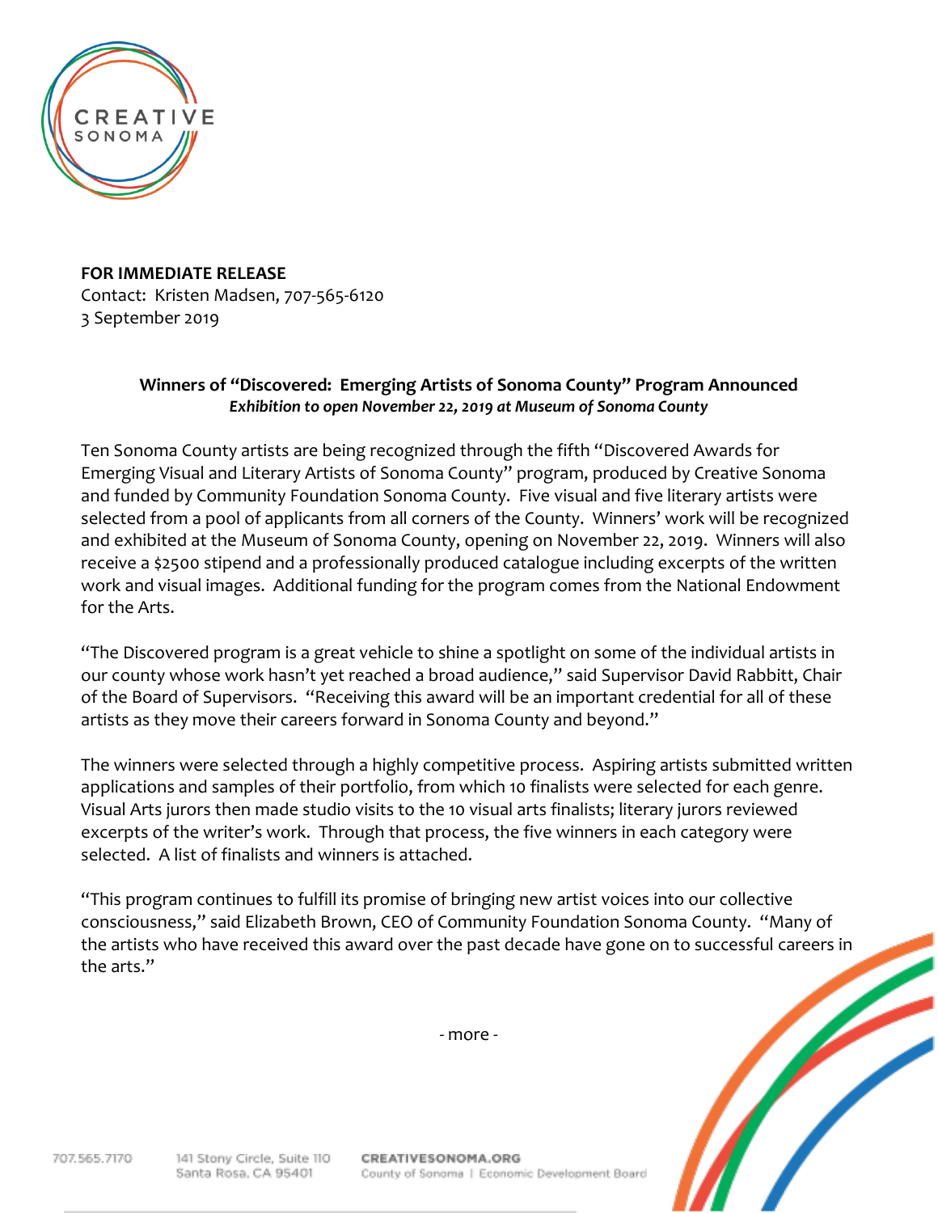**FOR IMMEDIATE RELEASE**
Contact: Kristen Madsen, 707-565-6120
3 September 2019

## Winners of "Discovered: Emerging Artists of Sonoma County" Program Announced

***Exhibition to open November 22, 2019 at Museum of Sonoma County***

Ten Sonoma County artists are being recognized through the fifth "Discovered Awards for Emerging Visual and Literary Artists of Sonoma County" program, produced by Creative Sonoma and funded by Community Foundation Sonoma County. Five visual and five literary artists were selected from a pool of applicants from all corners of the County. Winners' work will be recognized and exhibited at the Museum of Sonoma County, opening on November 22, 2019. Winners will also receive a $2500 stipend and a professionally produced catalogue including excerpts of the written work and visual images. Additional funding for the program comes from the National Endowment for the Arts.

"The Discovered program is a great vehicle to shine a spotlight on some of the individual artists in our county whose work hasn't yet reached a broad audience," said Supervisor David Rabbitt, Chair of the Board of Supervisors. "Receiving this award will be an important credential for all of these artists as they move their careers forward in Sonoma County and beyond."

The winners were selected through a highly competitive process. Aspiring artists submitted written applications and samples of their portfolio, from which 10 finalists were selected for each genre. Visual Arts jurors then made studio visits to the 10 visual arts finalists; literary jurors reviewed excerpts of the writer's work. Through that process, the five winners in each category were selected. A list of finalists and winners is attached.

"This program continues to fulfill its promise of bringing new artist voices into our collective consciousness," said Elizabeth Brown, CEO of Community Foundation Sonoma County. "Many of the artists who have received this award over the past decade have gone on to successful careers in the arts."

- more -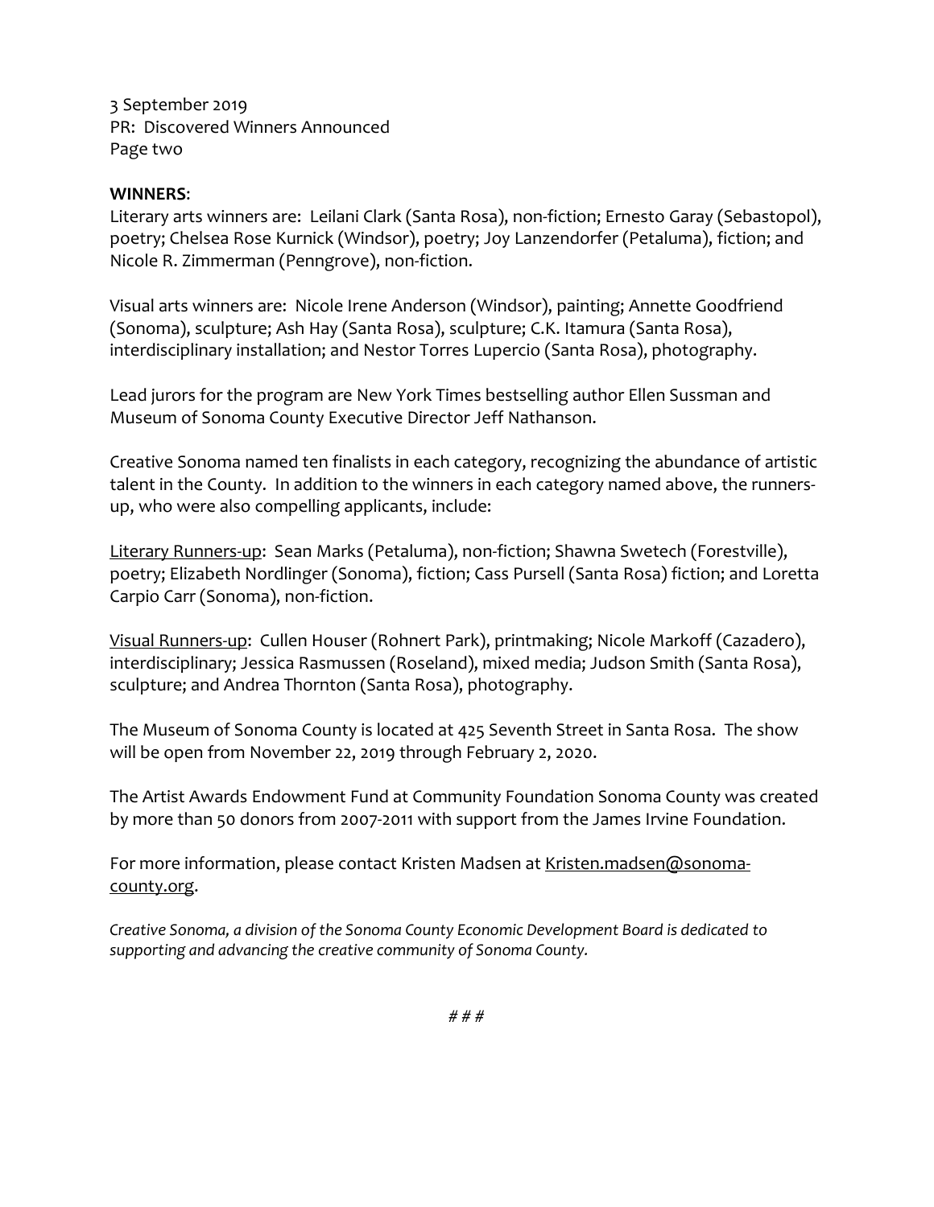3 September 2019
PR: Discovered Winners Announced
Page two

**WINNERS**:
Literary arts winners are: Leilani Clark (Santa Rosa), non-fiction; Ernesto Garay (Sebastopol), poetry; Chelsea Rose Kurnick (Windsor), poetry; Joy Lanzendorfer (Petaluma), fiction; and Nicole R. Zimmerman (Penngrove), non-fiction.

Visual arts winners are: Nicole Irene Anderson (Windsor), painting; Annette Goodfriend (Sonoma), sculpture; Ash Hay (Santa Rosa), sculpture; C.K. Itamura (Santa Rosa), interdisciplinary installation; and Nestor Torres Lupercio (Santa Rosa), photography.

Lead jurors for the program are New York Times bestselling author Ellen Sussman and Museum of Sonoma County Executive Director Jeff Nathanson.

Creative Sonoma named ten finalists in each category, recognizing the abundance of artistic talent in the County. In addition to the winners in each category named above, the runners-up, who were also compelling applicants, include:

<u>Literary Runners-up</u>: Sean Marks (Petaluma), non-fiction; Shawna Swetech (Forestville), poetry; Elizabeth Nordlinger (Sonoma), fiction; Cass Pursell (Santa Rosa) fiction; and Loretta Carpio Carr (Sonoma), non-fiction.

<u>Visual Runners-up</u>: Cullen Houser (Rohnert Park), printmaking; Nicole Markoff (Cazadero), interdisciplinary; Jessica Rasmussen (Roseland), mixed media; Judson Smith (Santa Rosa), sculpture; and Andrea Thornton (Santa Rosa), photography.

The Museum of Sonoma County is located at 425 Seventh Street in Santa Rosa. The show will be open from November 22, 2019 through February 2, 2020.

The Artist Awards Endowment Fund at Community Foundation Sonoma County was created by more than 50 donors from 2007-2011 with support from the James Irvine Foundation.

For more information, please contact Kristen Madsen at Kristen.madsen@sonoma-county.org.

*Creative Sonoma, a division of the Sonoma County Economic Development Board is dedicated to supporting and advancing the creative community of Sonoma County.*

*# # #*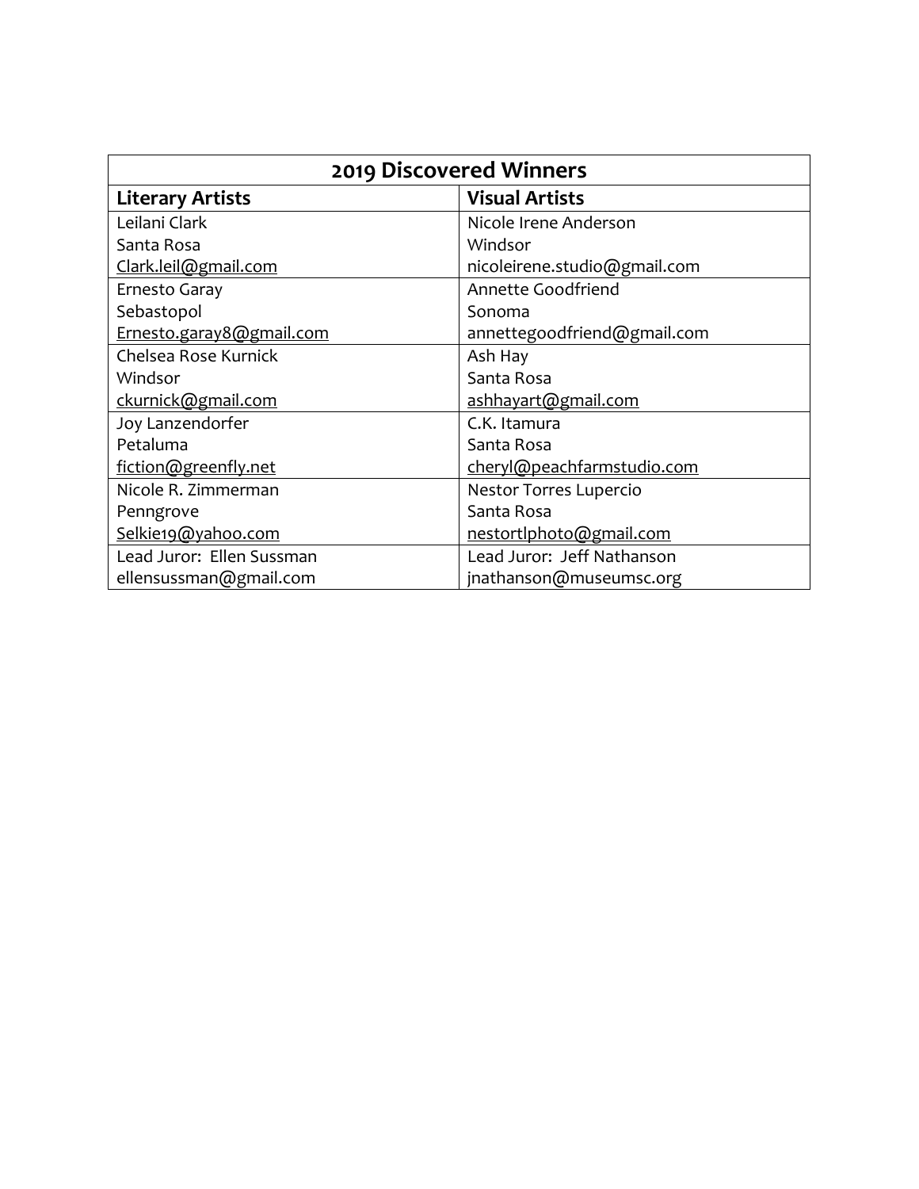| 2019 Discovered Winners | |
| --- | --- |
| **Literary Artists** | **Visual Artists** |
| Leilani Clark<br>Santa Rosa<br>Clark.leil@gmail.com | Nicole Irene Anderson<br>Windsor<br>nicoleirene.studio@gmail.com |
| Ernesto Garay<br>Sebastopol<br>Ernesto.garay8@gmail.com | Annette Goodfriend<br>Sonoma<br>annettegoodfriend@gmail.com |
| Chelsea Rose Kurnick<br>Windsor<br>ckurnick@gmail.com | Ash Hay<br>Santa Rosa<br>ashhayart@gmail.com |
| Joy Lanzendorfer<br>Petaluma<br>fiction@greenfly.net | C.K. Itamura<br>Santa Rosa<br>cheryl@peachfarmstudio.com |
| Nicole R. Zimmerman<br>Penngrove<br>Selkie19@yahoo.com | Nestor Torres Lupercio<br>Santa Rosa<br>nestortlphoto@gmail.com |
| Lead Juror: Ellen Sussman<br>ellensussman@gmail.com | Lead Juror: Jeff Nathanson<br>jnathanson@museumsc.org |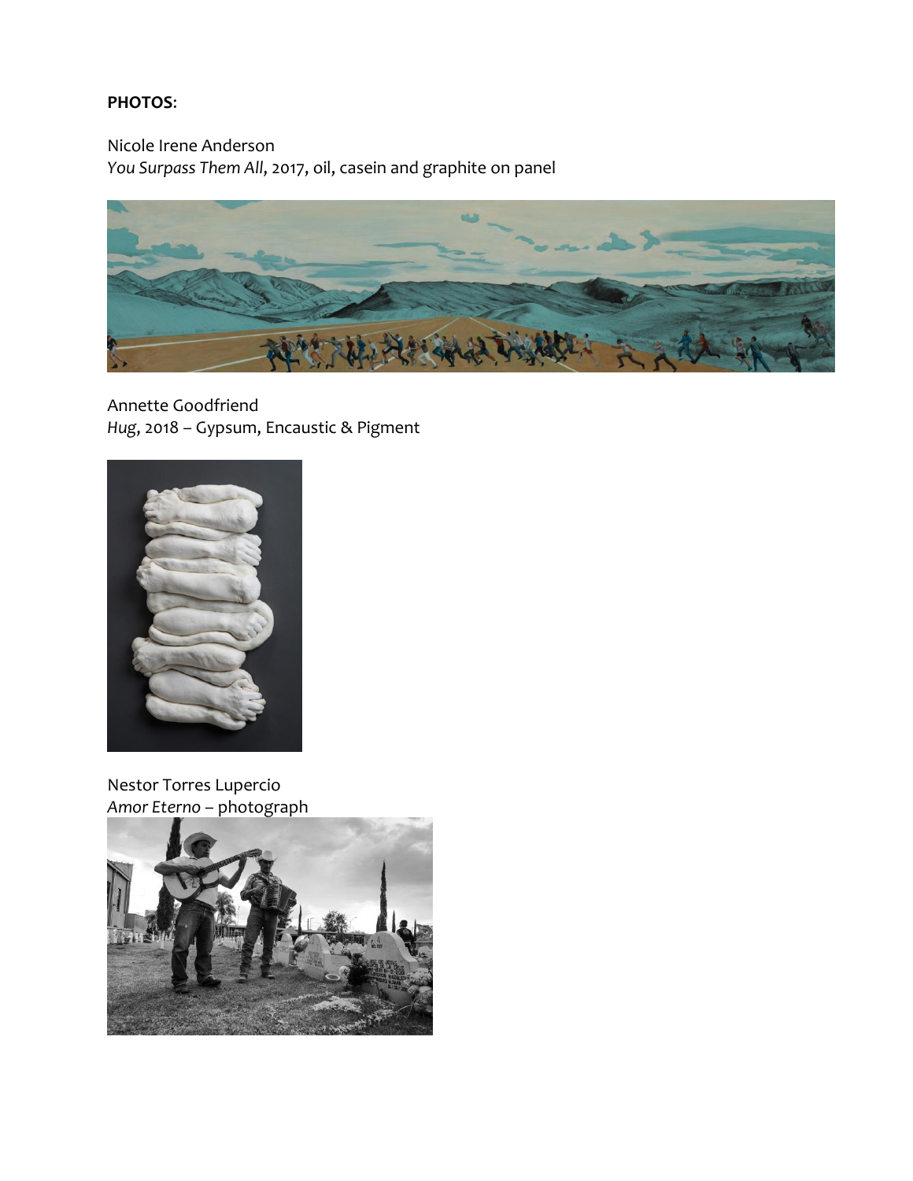**PHOTOS**:

Nicole Irene Anderson
*You Surpass Them All*, 2017, oil, casein and graphite on panel

Annette Goodfriend
*Hug*, 2018 – Gypsum, Encaustic & Pigment

Nestor Torres Lupercio
*Amor Eterno* – photograph